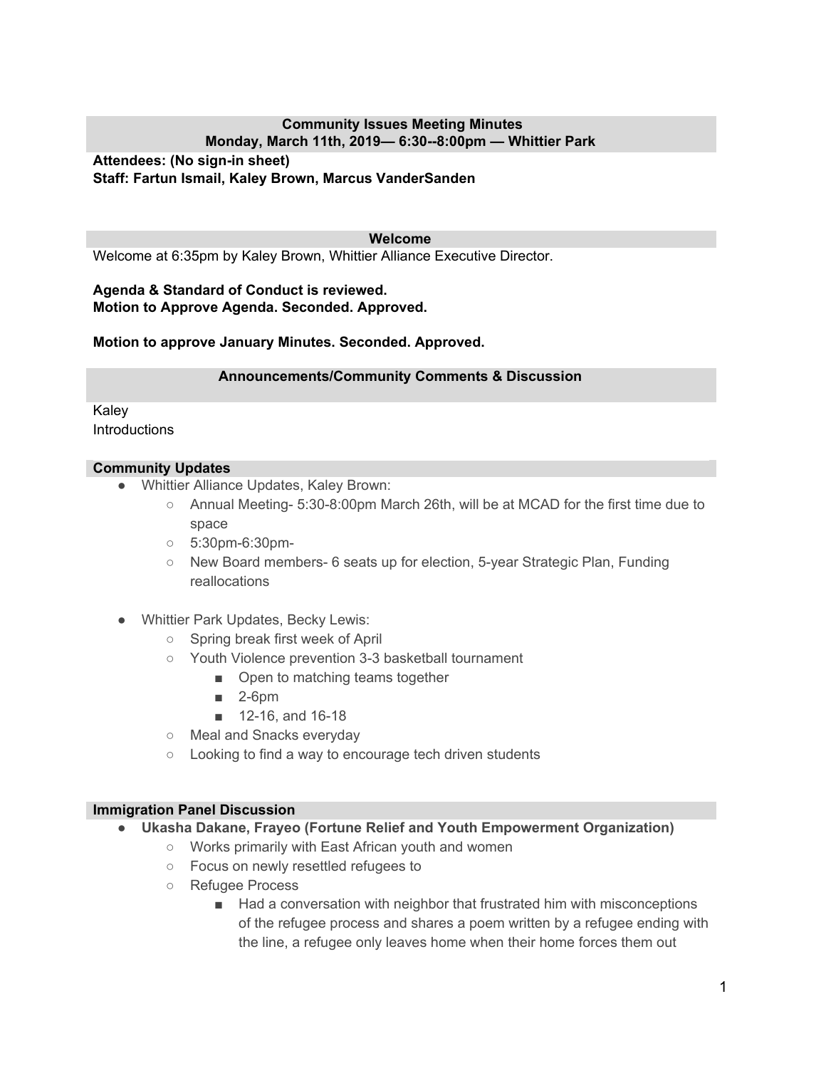**Community Issues Meeting Minutes**
**Monday, March 11th, 2019— 6:30--8:00pm — Whittier Park**

**Attendees: (No sign-in sheet)**
**Staff: Fartun Ismail, Kaley Brown, Marcus VanderSanden**

## Welcome

Welcome at 6:35pm by Kaley Brown, Whittier Alliance Executive Director.

**Agenda & Standard of Conduct is reviewed.**
**Motion to Approve Agenda. Seconded. Approved.**

**Motion to approve January Minutes. Seconded. Approved.**

## Announcements/Community Comments & Discussion

Kaley
Introductions

## Community Updates

- Whittier Alliance Updates, Kaley Brown:
  - Annual Meeting- 5:30-8:00pm March 26th, will be at MCAD for the first time due to space
  - 5:30pm-6:30pm-
  - New Board members- 6 seats up for election, 5-year Strategic Plan, Funding reallocations
- Whittier Park Updates, Becky Lewis:
  - Spring break first week of April
  - Youth Violence prevention 3-3 basketball tournament
    - Open to matching teams together
    - 2-6pm
    - 12-16, and 16-18
  - Meal and Snacks everyday
  - Looking to find a way to encourage tech driven students

## Immigration Panel Discussion

- **Ukasha Dakane, Frayeo (Fortune Relief and Youth Empowerment Organization)**
  - Works primarily with East African youth and women
  - Focus on newly resettled refugees to
  - Refugee Process
    - Had a conversation with neighbor that frustrated him with misconceptions of the refugee process and shares a poem written by a refugee ending with the line, a refugee only leaves home when their home forces them out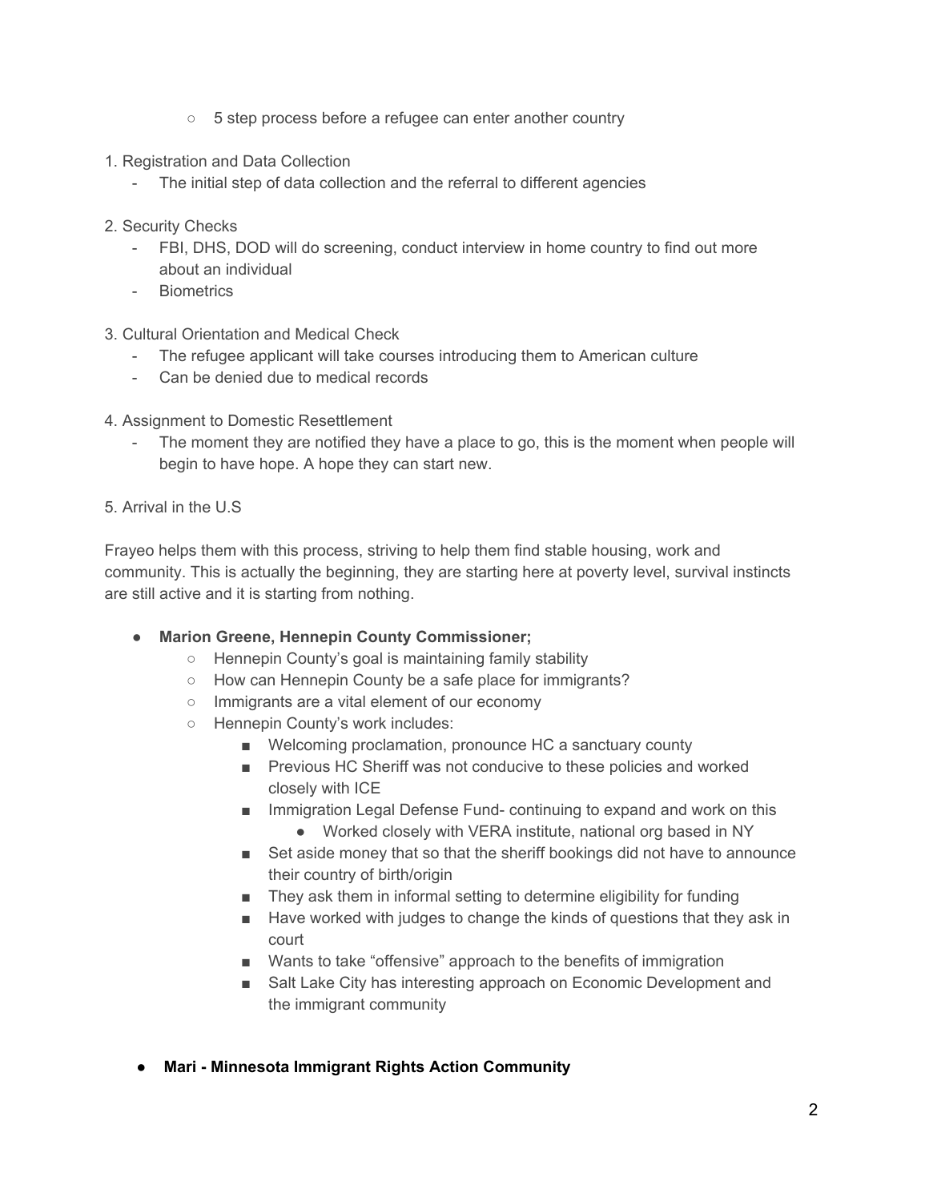- 5 step process before a refugee can enter another country

1. Registration and Data Collection
   - The initial step of data collection and the referral to different agencies

2. Security Checks
   - FBI, DHS, DOD will do screening, conduct interview in home country to find out more about an individual
   - Biometrics

3. Cultural Orientation and Medical Check
   - The refugee applicant will take courses introducing them to American culture
   - Can be denied due to medical records

4. Assignment to Domestic Resettlement
   - The moment they are notified they have a place to go, this is the moment when people will begin to have hope. A hope they can start new.

5. Arrival in the U.S

Frayeo helps them with this process, striving to help them find stable housing, work and community. This is actually the beginning, they are starting here at poverty level, survival instincts are still active and it is starting from nothing.

- **Marion Greene, Hennepin County Commissioner;**
    - Hennepin County's goal is maintaining family stability
    - How can Hennepin County be a safe place for immigrants?
    - Immigrants are a vital element of our economy
    - Hennepin County's work includes:
        - Welcoming proclamation, pronounce HC a sanctuary county
        - Previous HC Sheriff was not conducive to these policies and worked closely with ICE
        - Immigration Legal Defense Fund- continuing to expand and work on this
            - Worked closely with VERA institute, national org based in NY
        - Set aside money that so that the sheriff bookings did not have to announce their country of birth/origin
        - They ask them in informal setting to determine eligibility for funding
        - Have worked with judges to change the kinds of questions that they ask in court
        - Wants to take "offensive" approach to the benefits of immigration
        - Salt Lake City has interesting approach on Economic Development and the immigrant community

- **Mari - Minnesota Immigrant Rights Action Community**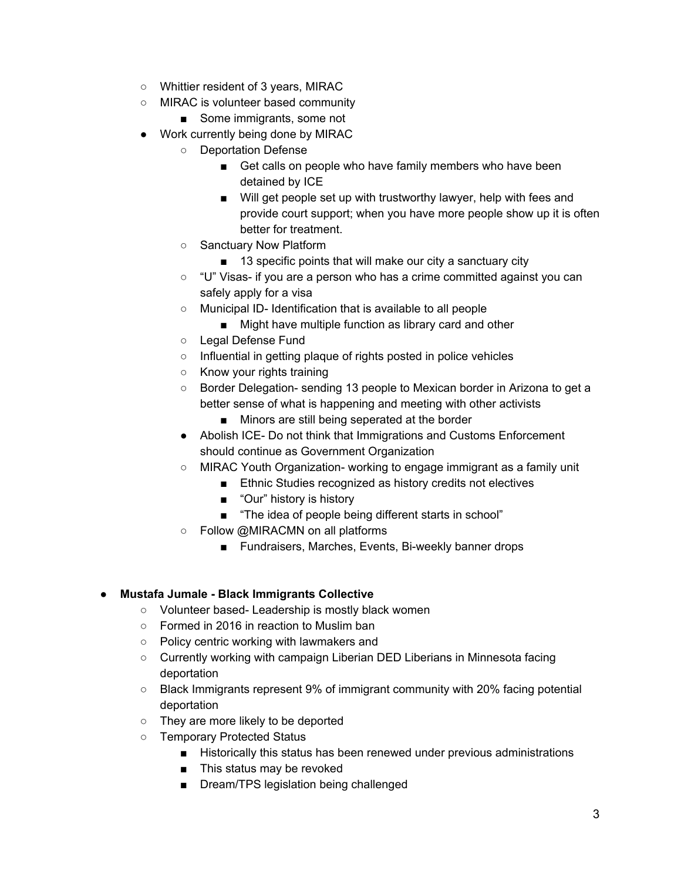- Whittier resident of 3 years, MIRAC
    - MIRAC is volunteer based community
        - Some immigrants, some not
- Work currently being done by MIRAC
    - Deportation Defense
        - Get calls on people who have family members who have been detained by ICE
        - Will get people set up with trustworthy lawyer, help with fees and provide court support; when you have more people show up it is often better for treatment.
    - Sanctuary Now Platform
        - 13 specific points that will make our city a sanctuary city
    - "U" Visas- if you are a person who has a crime committed against you can safely apply for a visa
    - Municipal ID- Identification that is available to all people
        - Might have multiple function as library card and other
    - Legal Defense Fund
    - Influential in getting plaque of rights posted in police vehicles
    - Know your rights training
    - Border Delegation- sending 13 people to Mexican border in Arizona to get a better sense of what is happening and meeting with other activists
        - Minors are still being seperated at the border
- Abolish ICE- Do not think that Immigrations and Customs Enforcement should continue as Government Organization
    - MIRAC Youth Organization- working to engage immigrant as a family unit
        - Ethnic Studies recognized as history credits not electives
        - "Our" history is history
        - "The idea of people being different starts in school"
    - Follow @MIRACMN on all platforms
        - Fundraisers, Marches, Events, Bi-weekly banner drops

- **Mustafa Jumale - Black Immigrants Collective**
    - Volunteer based- Leadership is mostly black women
    - Formed in 2016 in reaction to Muslim ban
    - Policy centric working with lawmakers and
    - Currently working with campaign Liberian DED Liberians in Minnesota facing deportation
    - Black Immigrants represent 9% of immigrant community with 20% facing potential deportation
    - They are more likely to be deported
    - Temporary Protected Status
        - Historically this status has been renewed under previous administrations
        - This status may be revoked
        - Dream/TPS legislation being challenged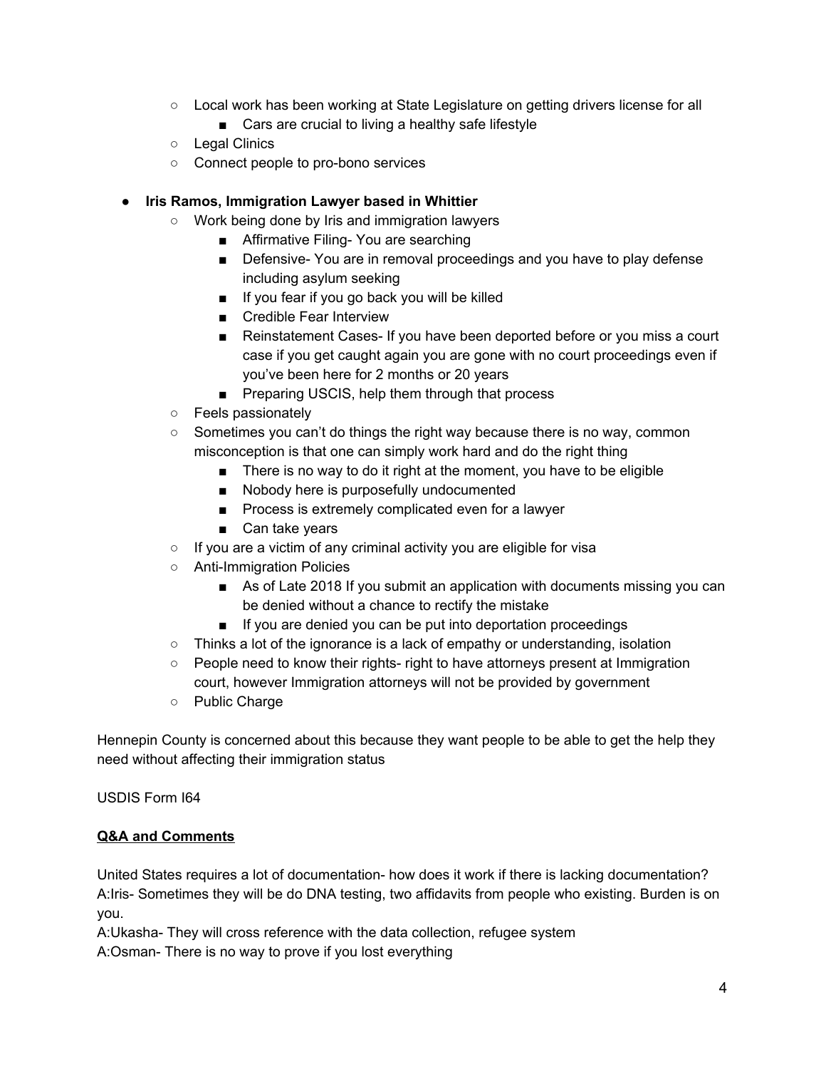- Local work has been working at State Legislature on getting drivers license for all
        - Cars are crucial to living a healthy safe lifestyle
    - Legal Clinics
    - Connect people to pro-bono services

- **Iris Ramos, Immigration Lawyer based in Whittier**
    - Work being done by Iris and immigration lawyers
        - Affirmative Filing- You are searching
        - Defensive- You are in removal proceedings and you have to play defense including asylum seeking
        - If you fear if you go back you will be killed
        - Credible Fear Interview
        - Reinstatement Cases- If you have been deported before or you miss a court case if you get caught again you are gone with no court proceedings even if you've been here for 2 months or 20 years
        - Preparing USCIS, help them through that process
    - Feels passionately
    - Sometimes you can't do things the right way because there is no way, common misconception is that one can simply work hard and do the right thing
        - There is no way to do it right at the moment, you have to be eligible
        - Nobody here is purposefully undocumented
        - Process is extremely complicated even for a lawyer
        - Can take years
    - If you are a victim of any criminal activity you are eligible for visa
    - Anti-Immigration Policies
        - As of Late 2018 If you submit an application with documents missing you can be denied without a chance to rectify the mistake
        - If you are denied you can be put into deportation proceedings
    - Thinks a lot of the ignorance is a lack of empathy or understanding, isolation
    - People need to know their rights- right to have attorneys present at Immigration court, however Immigration attorneys will not be provided by government
    - Public Charge

Hennepin County is concerned about this because they want people to be able to get the help they need without affecting their immigration status

USDIS Form I64

**<u>Q&A and Comments</u>**

United States requires a lot of documentation- how does it work if there is lacking documentation?
A:Iris- Sometimes they will be do DNA testing, two affidavits from people who existing. Burden is on you.
A:Ukasha- They will cross reference with the data collection, refugee system
A:Osman- There is no way to prove if you lost everything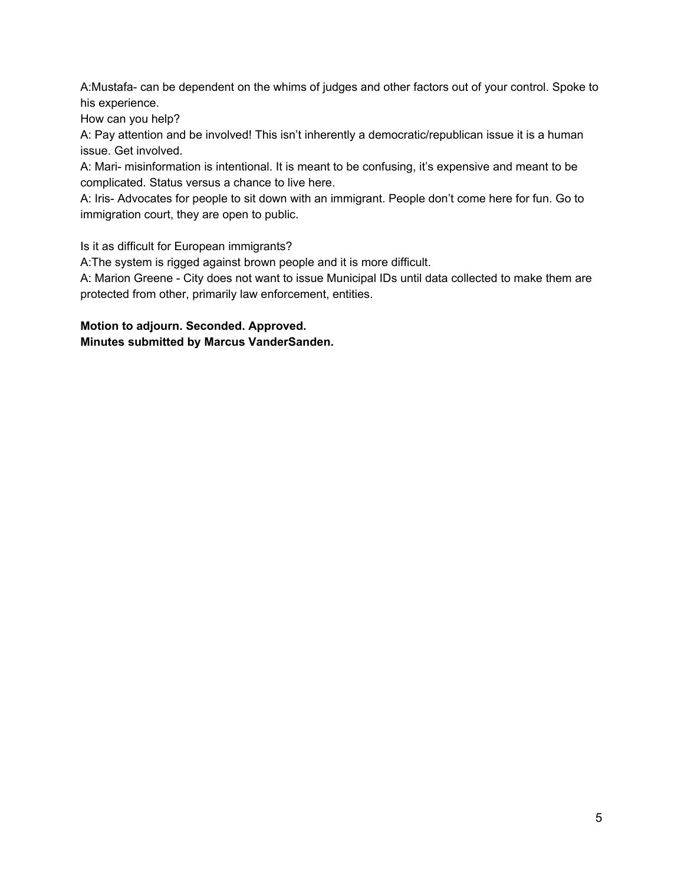A:Mustafa- can be dependent on the whims of judges and other factors out of your control. Spoke to his experience.

How can you help?

A: Pay attention and be involved! This isn't inherently a democratic/republican issue it is a human issue. Get involved.

A: Mari- misinformation is intentional. It is meant to be confusing, it's expensive and meant to be complicated. Status versus a chance to live here.

A: Iris- Advocates for people to sit down with an immigrant. People don't come here for fun. Go to immigration court, they are open to public.

Is it as difficult for European immigrants?

A:The system is rigged against brown people and it is more difficult.

A: Marion Greene - City does not want to issue Municipal IDs until data collected to make them are protected from other, primarily law enforcement, entities.

**Motion to adjourn. Seconded. Approved.**
**Minutes submitted by Marcus VanderSanden.**